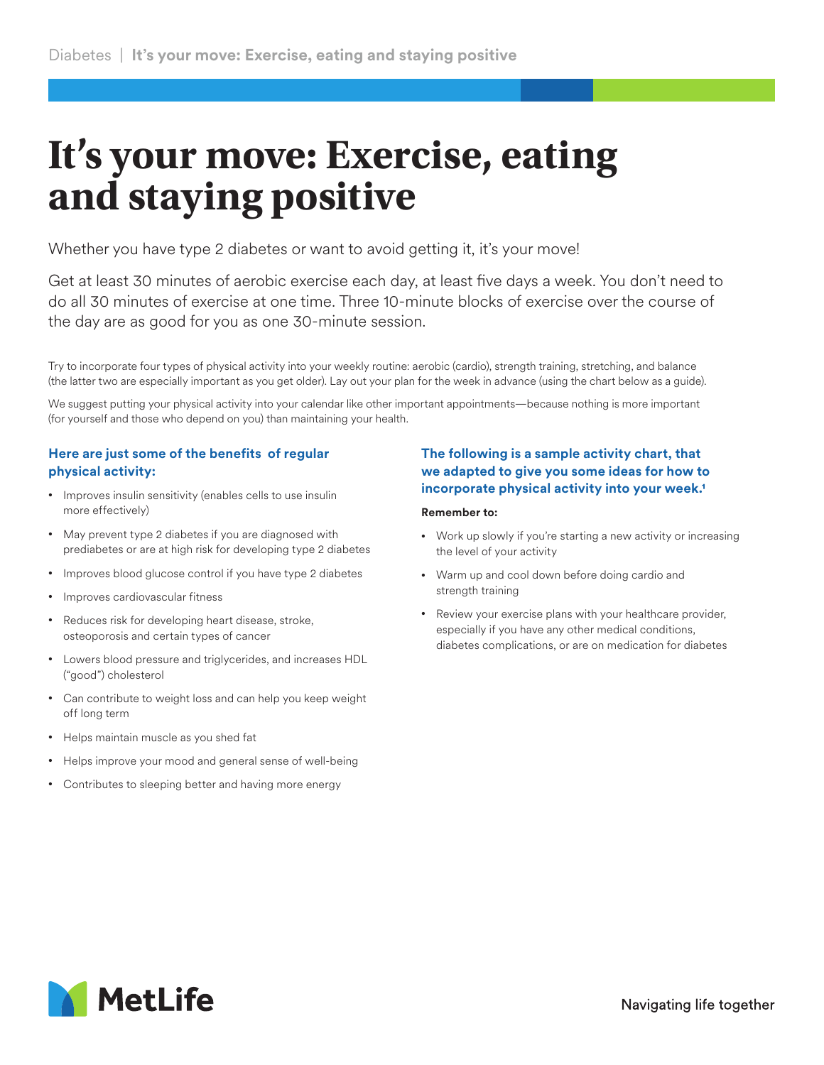# It's your move: Exercise, eating and staying positive

Whether you have type 2 diabetes or want to avoid getting it, it's your move!

Get at least 30 minutes of aerobic exercise each day, at least five days a week. You don't need to do all 30 minutes of exercise at one time. Three 10-minute blocks of exercise over the course of the day are as good for you as one 30-minute session.

Try to incorporate four types of physical activity into your weekly routine: aerobic (cardio), strength training, stretching, and balance (the latter two are especially important as you get older). Lay out your plan for the week in advance (using the chart below as a guide).

We suggest putting your physical activity into your calendar like other important appointments—because nothing is more important (for yourself and those who depend on you) than maintaining your health.

### Here are just some of the benefits of regular physical activity:

- Improves insulin sensitivity (enables cells to use insulin more effectively)
- May prevent type 2 diabetes if you are diagnosed with prediabetes or are at high risk for developing type 2 diabetes
- Improves blood glucose control if you have type 2 diabetes
- Improves cardiovascular fitness
- Reduces risk for developing heart disease, stroke, osteoporosis and certain types of cancer
- Lowers blood pressure and triglycerides, and increases HDL ("good") cholesterol
- Can contribute to weight loss and can help you keep weight off long term
- Helps maintain muscle as you shed fat
- Helps improve your mood and general sense of well-being
- Contributes to sleeping better and having more energy

### The following is a sample activity chart, that we adapted to give you some ideas for how to incorporate physical activity into your week.[1]

**Remember to:**

- Work up slowly if you're starting a new activity or increasing the level of your activity
- Warm up and cool down before doing cardio and strength training
- Review your exercise plans with your healthcare provider, especially if you have any other medical conditions, diabetes complications, or are on medication for diabetes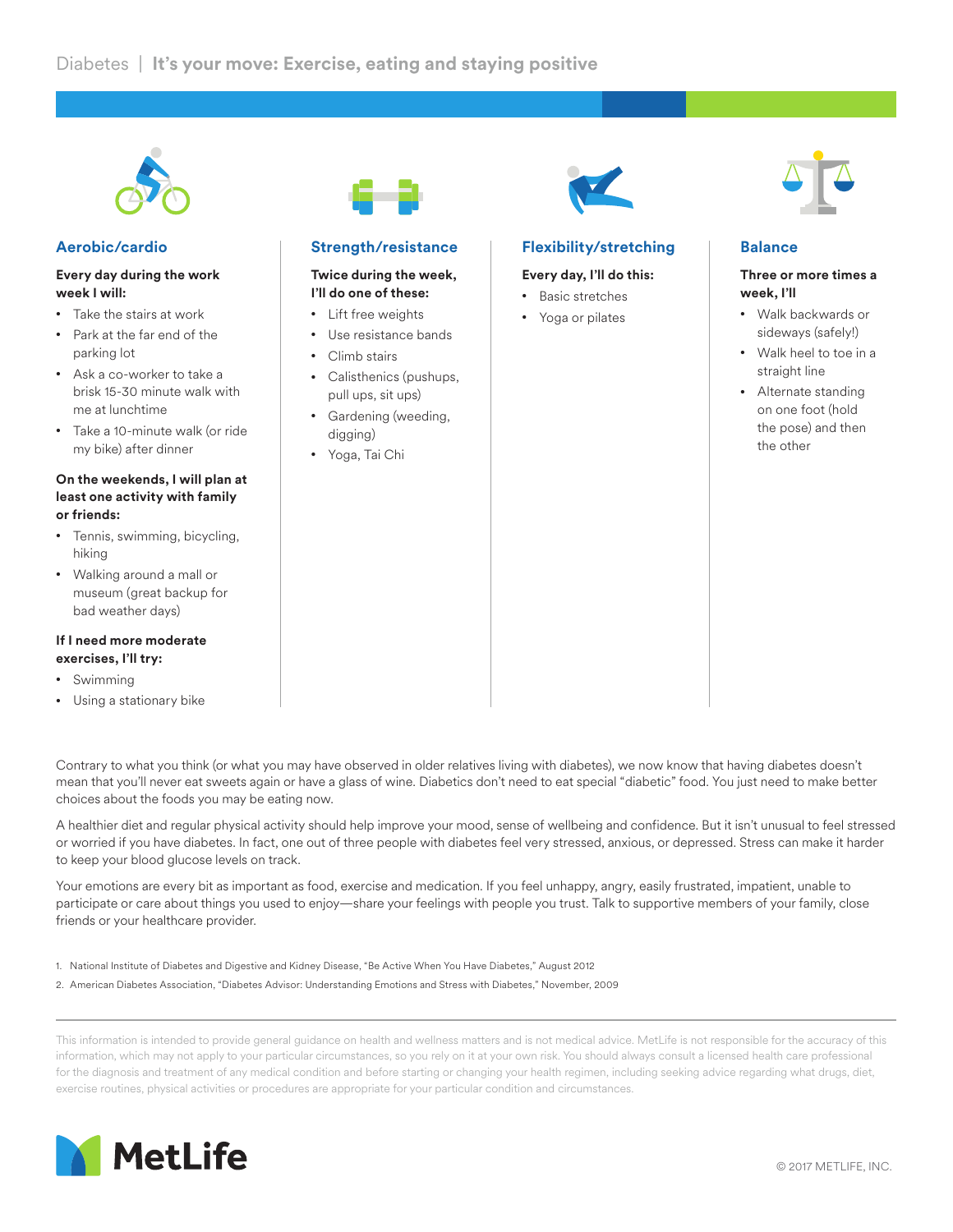### Aerobic/cardio

**Every day during the work week I will:**

- Take the stairs at work
- Park at the far end of the parking lot
- Ask a co-worker to take a brisk 15-30 minute walk with me at lunchtime
- Take a 10-minute walk (or ride my bike) after dinner

**On the weekends, I will plan at least one activity with family or friends:**

- Tennis, swimming, bicycling, hiking
- Walking around a mall or museum (great backup for bad weather days)

**If I need more moderate exercises, I'll try:**

- Swimming
- Using a stationary bike

### Strength/resistance

**Twice during the week, I'll do one of these:**

- Lift free weights
- Use resistance bands
- Climb stairs
- Calisthenics (pushups, pull ups, sit ups)
- Gardening (weeding, digging)
- Yoga, Tai Chi

### Flexibility/stretching

**Every day, I'll do this:**

- Basic stretches
- Yoga or pilates

### Balance

**Three or more times a week, I'll**

- Walk backwards or sideways (safely!)
- Walk heel to toe in a straight line
- Alternate standing on one foot (hold the pose) and then the other

Contrary to what you think (or what you may have observed in older relatives living with diabetes), we now know that having diabetes doesn't mean that you'll never eat sweets again or have a glass of wine. Diabetics don't need to eat special "diabetic" food. You just need to make better choices about the foods you may be eating now.

A healthier diet and regular physical activity should help improve your mood, sense of wellbeing and confidence. But it isn't unusual to feel stressed or worried if you have diabetes. In fact, one out of three people with diabetes feel very stressed, anxious, or depressed. Stress can make it harder to keep your blood glucose levels on track.

Your emotions are every bit as important as food, exercise and medication. If you feel unhappy, angry, easily frustrated, impatient, unable to participate or care about things you used to enjoy—share your feelings with people you trust. Talk to supportive members of your family, close friends or your healthcare provider.

1. National Institute of Diabetes and Digestive and Kidney Disease, "Be Active When You Have Diabetes," August 2012
2. American Diabetes Association, "Diabetes Advisor: Understanding Emotions and Stress with Diabetes," November, 2009

This information is intended to provide general guidance on health and wellness matters and is not medical advice. MetLife is not responsible for the accuracy of this information, which may not apply to your particular circumstances, so you rely on it at your own risk. You should always consult a licensed health care professional for the diagnosis and treatment of any medical condition and before starting or changing your health regimen, including seeking advice regarding what drugs, diet, exercise routines, physical activities or procedures are appropriate for your particular condition and circumstances.

MetLife

© 2017 METLIFE, INC.